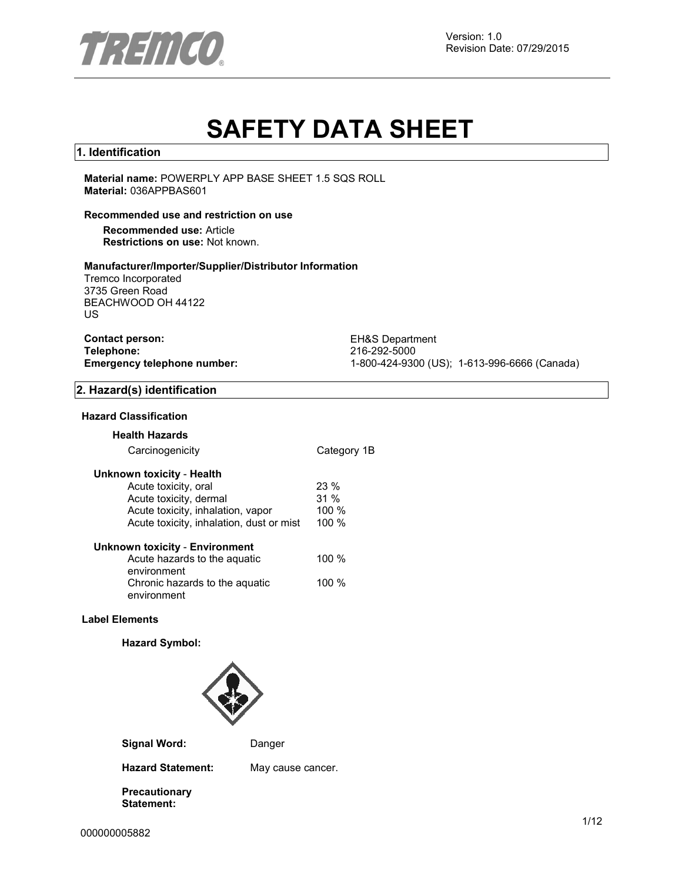Version: 1.0
Revision Date: 07/29/2015

# SAFETY DATA SHEET

## 1. Identification

**Material name:** POWERPLY APP BASE SHEET 1.5 SQS ROLL
**Material:** 036APPBAS601

**Recommended use and restriction on use**

**Recommended use:** Article
**Restrictions on use:** Not known.

**Manufacturer/Importer/Supplier/Distributor Information**
Tremco Incorporated
3735 Green Road
BEACHWOOD OH 44122
US

**Contact person:** EH&S Department
**Telephone:** 216-292-5000
**Emergency telephone number:** 1-800-424-9300 (US); 1-613-996-6666 (Canada)

## 2. Hazard(s) identification

**Hazard Classification**

**Health Hazards**

| | |
|---|---|
| Carcinogenicity | Category 1B |

**Unknown toxicity - Health**

| | |
|---|---|
| Acute toxicity, oral | 23 % |
| Acute toxicity, dermal | 31 % |
| Acute toxicity, inhalation, vapor | 100 % |
| Acute toxicity, inhalation, dust or mist | 100 % |

**Unknown toxicity - Environment**

| | |
|---|---|
| Acute hazards to the aquatic environment | 100 % |
| Chronic hazards to the aquatic environment | 100 % |

**Label Elements**

**Hazard Symbol:**

**Signal Word:** Danger

**Hazard Statement:** May cause cancer.

**Precautionary Statement:**

000000005882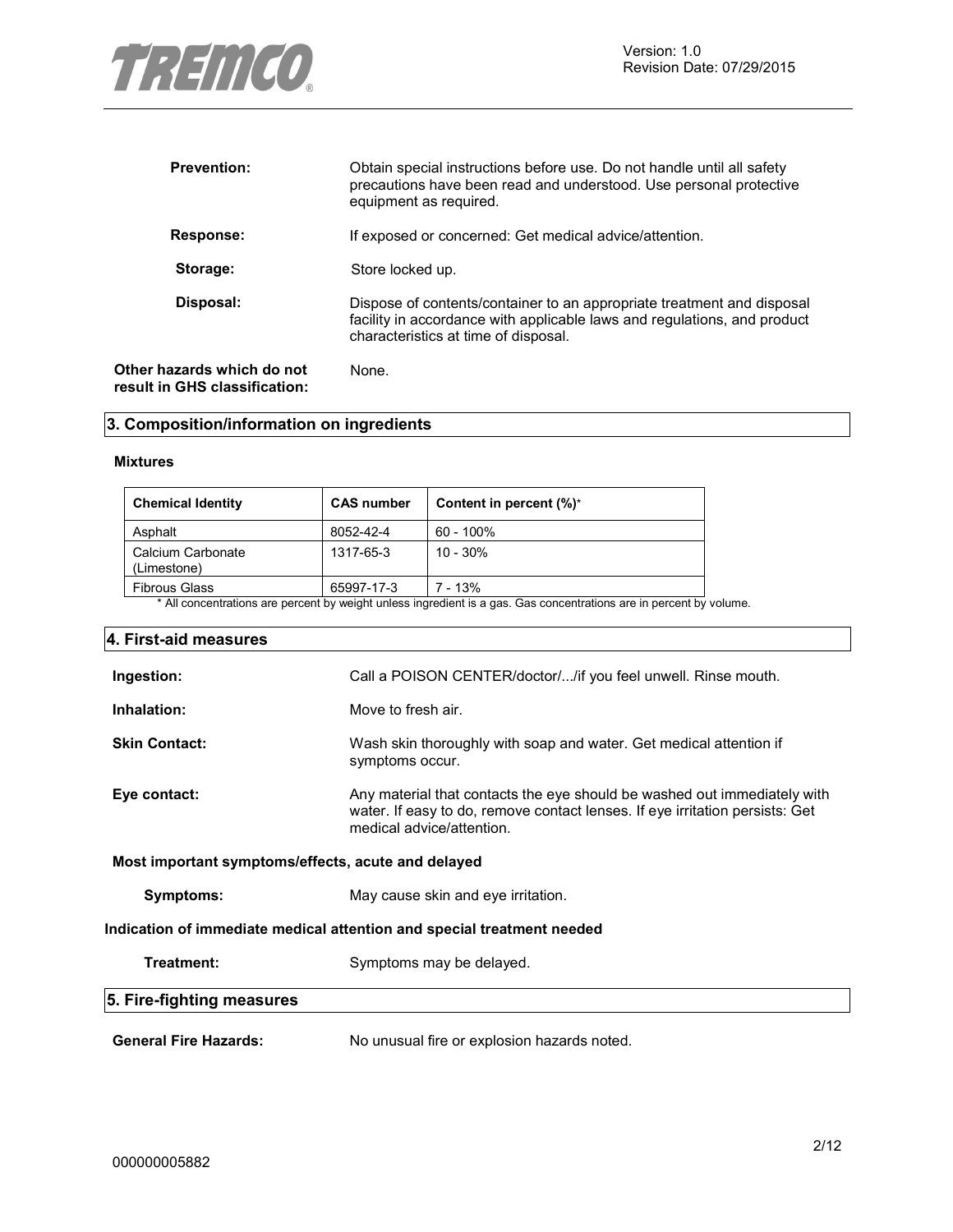**Prevention:** Obtain special instructions before use. Do not handle until all safety precautions have been read and understood. Use personal protective equipment as required.

**Response:** If exposed or concerned: Get medical advice/attention.

**Storage:** Store locked up.

**Disposal:** Dispose of contents/container to an appropriate treatment and disposal facility in accordance with applicable laws and regulations, and product characteristics at time of disposal.

**Other hazards which do not result in GHS classification:** None.

## 3. Composition/information on ingredients

**Mixtures**

| Chemical Identity | CAS number | Content in percent (%)* |
|---|---|---|
| Asphalt | 8052-42-4 | 60 - 100% |
| Calcium Carbonate (Limestone) | 1317-65-3 | 10 - 30% |
| Fibrous Glass | 65997-17-3 | 7 - 13% |

* All concentrations are percent by weight unless ingredient is a gas. Gas concentrations are in percent by volume.

## 4. First-aid measures

**Ingestion:** Call a POISON CENTER/doctor/.../if you feel unwell. Rinse mouth.

**Inhalation:** Move to fresh air.

**Skin Contact:** Wash skin thoroughly with soap and water. Get medical attention if symptoms occur.

**Eye contact:** Any material that contacts the eye should be washed out immediately with water. If easy to do, remove contact lenses. If eye irritation persists: Get medical advice/attention.

**Most important symptoms/effects, acute and delayed**

**Symptoms:** May cause skin and eye irritation.

**Indication of immediate medical attention and special treatment needed**

**Treatment:** Symptoms may be delayed.

## 5. Fire-fighting measures

**General Fire Hazards:** No unusual fire or explosion hazards noted.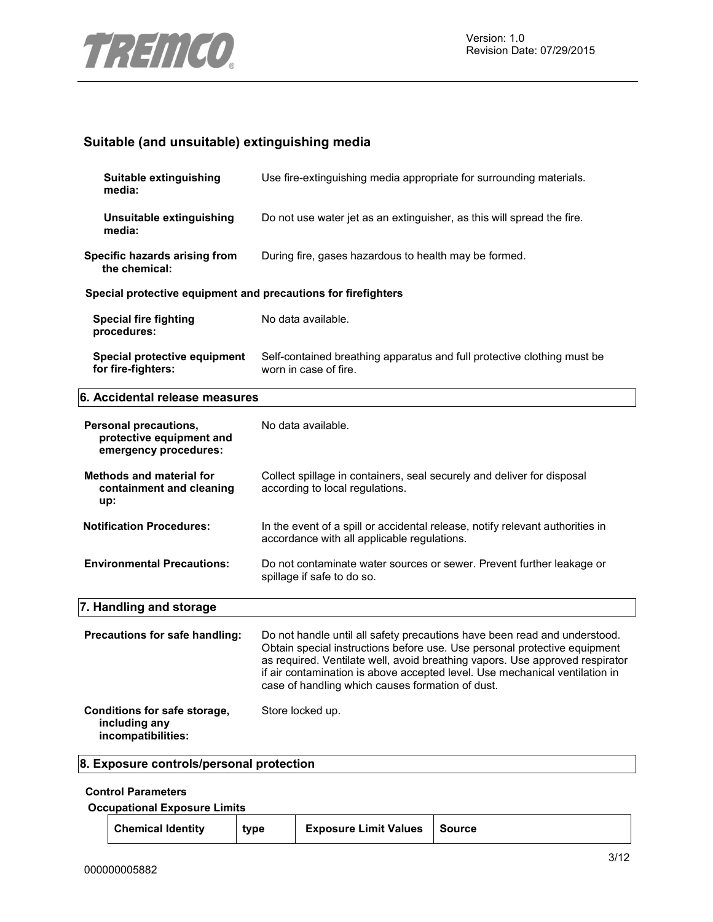## Suitable (and unsuitable) extinguishing media

**Suitable extinguishing media:** Use fire-extinguishing media appropriate for surrounding materials.

**Unsuitable extinguishing media:** Do not use water jet as an extinguisher, as this will spread the fire.

**Specific hazards arising from the chemical:** During fire, gases hazardous to health may be formed.

**Special protective equipment and precautions for firefighters**

**Special fire fighting procedures:** No data available.

**Special protective equipment for fire-fighters:** Self-contained breathing apparatus and full protective clothing must be worn in case of fire.

## 6. Accidental release measures

**Personal precautions, protective equipment and emergency procedures:** No data available.

**Methods and material for containment and cleaning up:** Collect spillage in containers, seal securely and deliver for disposal according to local regulations.

**Notification Procedures:** In the event of a spill or accidental release, notify relevant authorities in accordance with all applicable regulations.

**Environmental Precautions:** Do not contaminate water sources or sewer. Prevent further leakage or spillage if safe to do so.

## 7. Handling and storage

**Precautions for safe handling:** Do not handle until all safety precautions have been read and understood. Obtain special instructions before use. Use personal protective equipment as required. Ventilate well, avoid breathing vapors. Use approved respirator if air contamination is above accepted level. Use mechanical ventilation in case of handling which causes formation of dust.

**Conditions for safe storage, including any incompatibilities:** Store locked up.

## 8. Exposure controls/personal protection

**Control Parameters**

**Occupational Exposure Limits**

| Chemical Identity | type | Exposure Limit Values | Source |
|---|---|---|---|

000000005882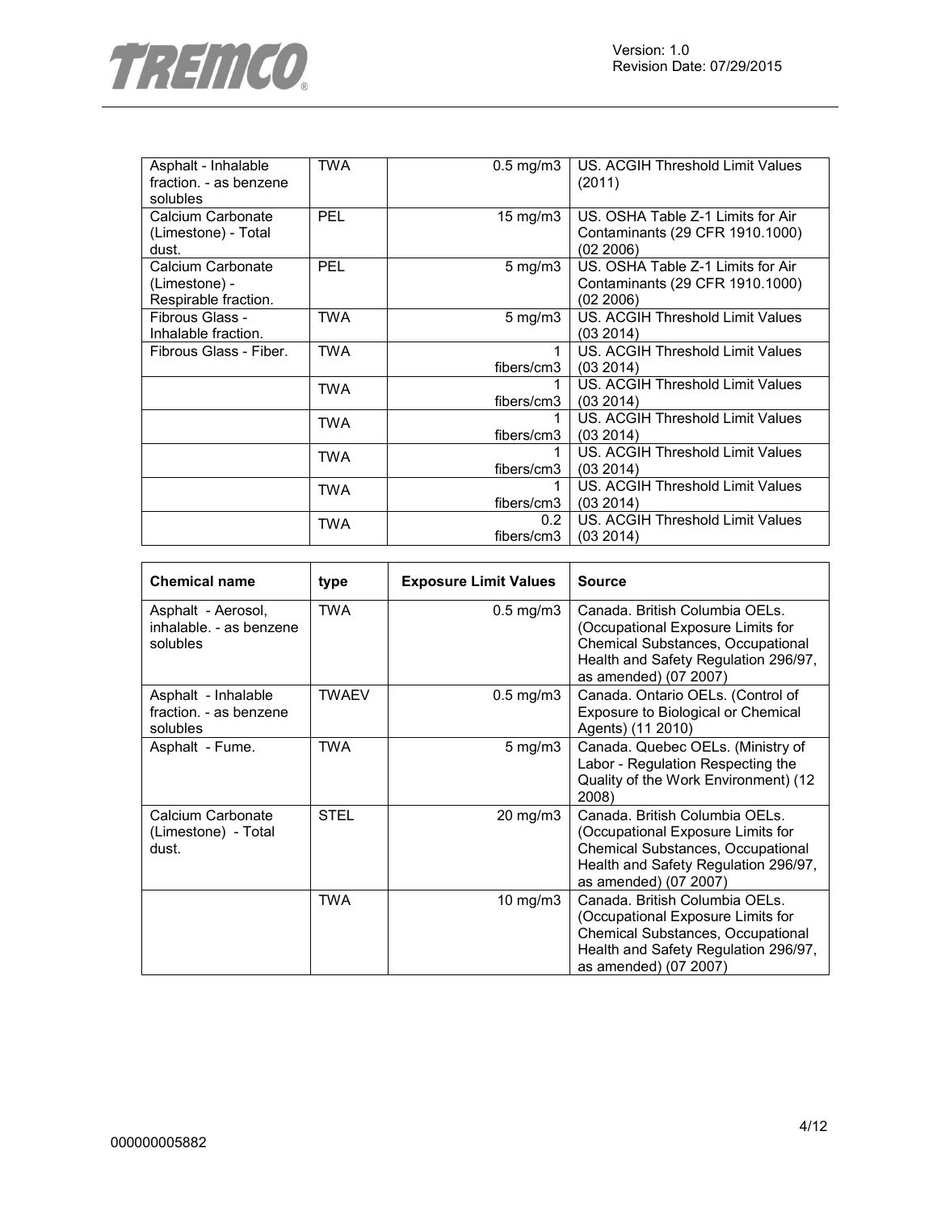| | | | |
|---|---|---|---|
| Asphalt - Inhalable fraction. - as benzene solubles | TWA | 0.5 mg/m3 | US. ACGIH Threshold Limit Values (2011) |
| Calcium Carbonate (Limestone) - Total dust. | PEL | 15 mg/m3 | US. OSHA Table Z-1 Limits for Air Contaminants (29 CFR 1910.1000) (02 2006) |
| Calcium Carbonate (Limestone) - Respirable fraction. | PEL | 5 mg/m3 | US. OSHA Table Z-1 Limits for Air Contaminants (29 CFR 1910.1000) (02 2006) |
| Fibrous Glass - Inhalable fraction. | TWA | 5 mg/m3 | US. ACGIH Threshold Limit Values (03 2014) |
| Fibrous Glass - Fiber. | TWA | 1 fibers/cm3 | US. ACGIH Threshold Limit Values (03 2014) |
| | TWA | 1 fibers/cm3 | US. ACGIH Threshold Limit Values (03 2014) |
| | TWA | 1 fibers/cm3 | US. ACGIH Threshold Limit Values (03 2014) |
| | TWA | 1 fibers/cm3 | US. ACGIH Threshold Limit Values (03 2014) |
| | TWA | 1 fibers/cm3 | US. ACGIH Threshold Limit Values (03 2014) |
| | TWA | 0.2 fibers/cm3 | US. ACGIH Threshold Limit Values (03 2014) |

| Chemical name | type | Exposure Limit Values | Source |
|---|---|---|---|
| Asphalt - Aerosol, inhalable. - as benzene solubles | TWA | 0.5 mg/m3 | Canada. British Columbia OELs. (Occupational Exposure Limits for Chemical Substances, Occupational Health and Safety Regulation 296/97, as amended) (07 2007) |
| Asphalt - Inhalable fraction. - as benzene solubles | TWAEV | 0.5 mg/m3 | Canada. Ontario OELs. (Control of Exposure to Biological or Chemical Agents) (11 2010) |
| Asphalt - Fume. | TWA | 5 mg/m3 | Canada. Quebec OELs. (Ministry of Labor - Regulation Respecting the Quality of the Work Environment) (12 2008) |
| Calcium Carbonate (Limestone) - Total dust. | STEL | 20 mg/m3 | Canada. British Columbia OELs. (Occupational Exposure Limits for Chemical Substances, Occupational Health and Safety Regulation 296/97, as amended) (07 2007) |
| | TWA | 10 mg/m3 | Canada. British Columbia OELs. (Occupational Exposure Limits for Chemical Substances, Occupational Health and Safety Regulation 296/97, as amended) (07 2007) |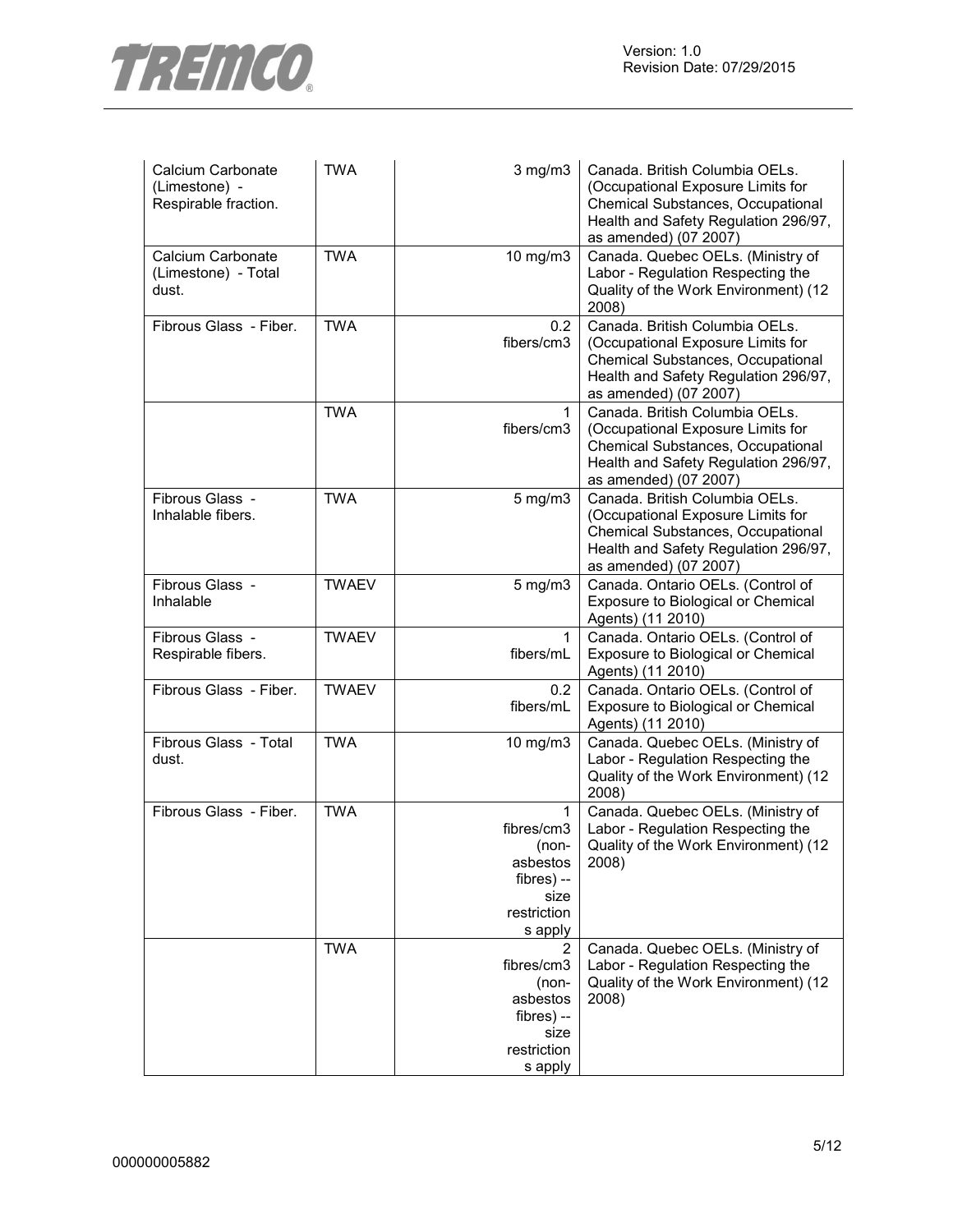| | | | |
|---|---|---|---|
| Calcium Carbonate (Limestone) - Respirable fraction. | TWA | 3 mg/m3 | Canada. British Columbia OELs. (Occupational Exposure Limits for Chemical Substances, Occupational Health and Safety Regulation 296/97, as amended) (07 2007) |
| Calcium Carbonate (Limestone) - Total dust. | TWA | 10 mg/m3 | Canada. Quebec OELs. (Ministry of Labor - Regulation Respecting the Quality of the Work Environment) (12 2008) |
| Fibrous Glass - Fiber. | TWA | 0.2 fibers/cm3 | Canada. British Columbia OELs. (Occupational Exposure Limits for Chemical Substances, Occupational Health and Safety Regulation 296/97, as amended) (07 2007) |
| | TWA | 1 fibers/cm3 | Canada. British Columbia OELs. (Occupational Exposure Limits for Chemical Substances, Occupational Health and Safety Regulation 296/97, as amended) (07 2007) |
| Fibrous Glass - Inhalable fibers. | TWA | 5 mg/m3 | Canada. British Columbia OELs. (Occupational Exposure Limits for Chemical Substances, Occupational Health and Safety Regulation 296/97, as amended) (07 2007) |
| Fibrous Glass - Inhalable | TWAEV | 5 mg/m3 | Canada. Ontario OELs. (Control of Exposure to Biological or Chemical Agents) (11 2010) |
| Fibrous Glass - Respirable fibers. | TWAEV | 1 fibers/mL | Canada. Ontario OELs. (Control of Exposure to Biological or Chemical Agents) (11 2010) |
| Fibrous Glass - Fiber. | TWAEV | 0.2 fibers/mL | Canada. Ontario OELs. (Control of Exposure to Biological or Chemical Agents) (11 2010) |
| Fibrous Glass - Total dust. | TWA | 10 mg/m3 | Canada. Quebec OELs. (Ministry of Labor - Regulation Respecting the Quality of the Work Environment) (12 2008) |
| Fibrous Glass - Fiber. | TWA | 1 fibres/cm3 (non-asbestos fibres) -- size restrictions apply | Canada. Quebec OELs. (Ministry of Labor - Regulation Respecting the Quality of the Work Environment) (12 2008) |
| | TWA | 2 fibres/cm3 (non-asbestos fibres) -- size restrictions apply | Canada. Quebec OELs. (Ministry of Labor - Regulation Respecting the Quality of the Work Environment) (12 2008) |

000000005882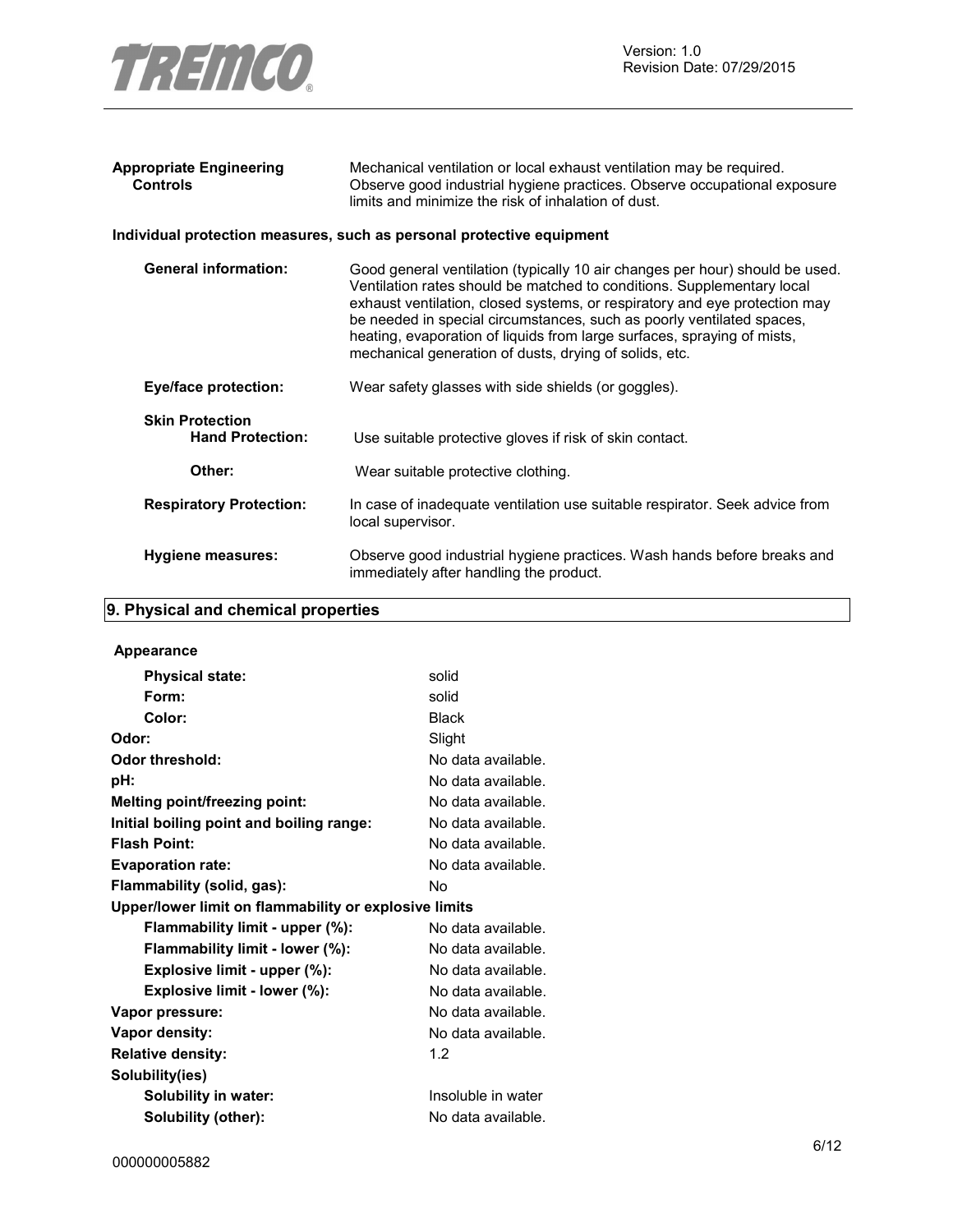| | |
|---|---|
| **Appropriate Engineering Controls** | Mechanical ventilation or local exhaust ventilation may be required. Observe good industrial hygiene practices. Observe occupational exposure limits and minimize the risk of inhalation of dust. |

**Individual protection measures, such as personal protective equipment**

| | |
|---|---|
| **General information:** | Good general ventilation (typically 10 air changes per hour) should be used. Ventilation rates should be matched to conditions. Supplementary local exhaust ventilation, closed systems, or respiratory and eye protection may be needed in special circumstances, such as poorly ventilated spaces, heating, evaporation of liquids from large surfaces, spraying of mists, mechanical generation of dusts, drying of solids, etc. |
| **Eye/face protection:** | Wear safety glasses with side shields (or goggles). |
| **Skin Protection** | |
| **Hand Protection:** | Use suitable protective gloves if risk of skin contact. |
| **Other:** | Wear suitable protective clothing. |
| **Respiratory Protection:** | In case of inadequate ventilation use suitable respirator. Seek advice from local supervisor. |
| **Hygiene measures:** | Observe good industrial hygiene practices. Wash hands before breaks and immediately after handling the product. |

## 9. Physical and chemical properties

**Appearance**

| | |
|---|---|
| **Physical state:** | solid |
| **Form:** | solid |
| **Color:** | Black |
| **Odor:** | Slight |
| **Odor threshold:** | No data available. |
| **pH:** | No data available. |
| **Melting point/freezing point:** | No data available. |
| **Initial boiling point and boiling range:** | No data available. |
| **Flash Point:** | No data available. |
| **Evaporation rate:** | No data available. |
| **Flammability (solid, gas):** | No |
| **Upper/lower limit on flammability or explosive limits** | |
| **Flammability limit - upper (%):** | No data available. |
| **Flammability limit - lower (%):** | No data available. |
| **Explosive limit - upper (%):** | No data available. |
| **Explosive limit - lower (%):** | No data available. |
| **Vapor pressure:** | No data available. |
| **Vapor density:** | No data available. |
| **Relative density:** | 1.2 |
| **Solubility(ies)** | |
| **Solubility in water:** | Insoluble in water |
| **Solubility (other):** | No data available. |

000000005882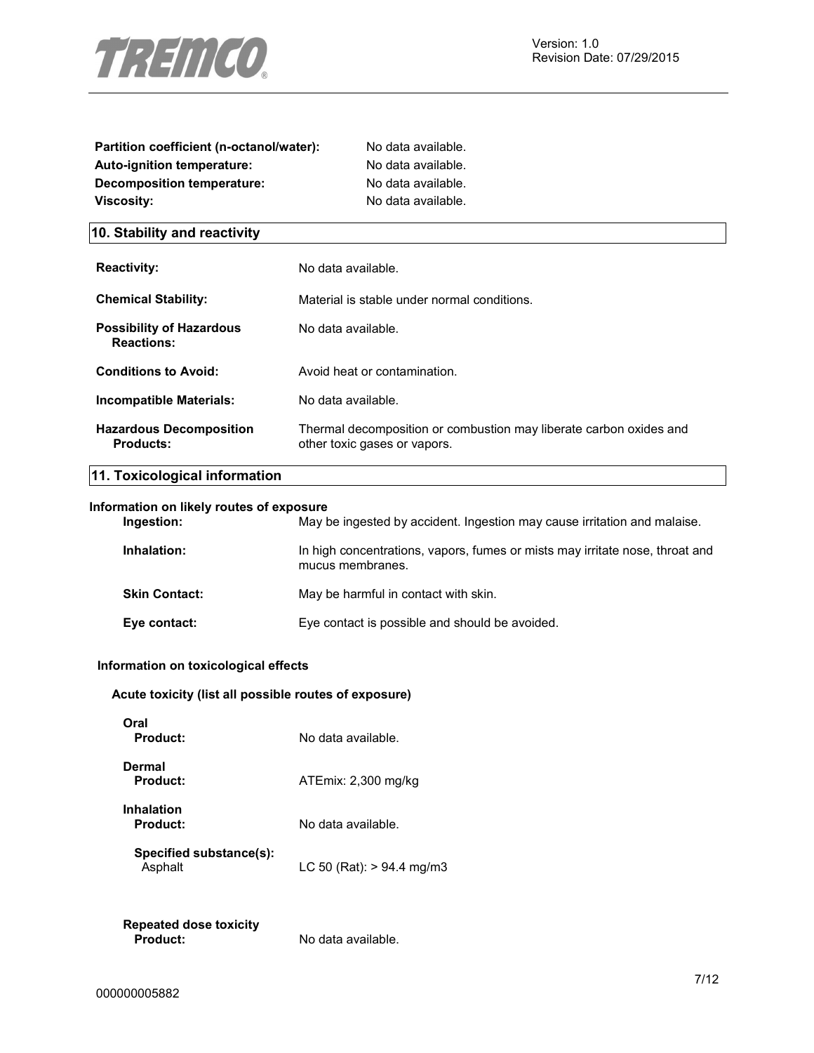**Partition coefficient (n-octanol/water):** No data available.
**Auto-ignition temperature:** No data available.
**Decomposition temperature:** No data available.
**Viscosity:** No data available.

## 10. Stability and reactivity

**Reactivity:** No data available.

**Chemical Stability:** Material is stable under normal conditions.

**Possibility of Hazardous Reactions:** No data available.

**Conditions to Avoid:** Avoid heat or contamination.

**Incompatible Materials:** No data available.

**Hazardous Decomposition Products:** Thermal decomposition or combustion may liberate carbon oxides and other toxic gases or vapors.

## 11. Toxicological information

**Information on likely routes of exposure**

**Ingestion:** May be ingested by accident. Ingestion may cause irritation and malaise.

**Inhalation:** In high concentrations, vapors, fumes or mists may irritate nose, throat and mucus membranes.

**Skin Contact:** May be harmful in contact with skin.

**Eye contact:** Eye contact is possible and should be avoided.

**Information on toxicological effects**

**Acute toxicity (list all possible routes of exposure)**

**Oral**
**Product:** No data available.

**Dermal**
**Product:** ATEmix: 2,300 mg/kg

**Inhalation**
**Product:** No data available.

**Specified substance(s):**
Asphalt LC 50 (Rat): > 94.4 mg/m3

**Repeated dose toxicity**
**Product:** No data available.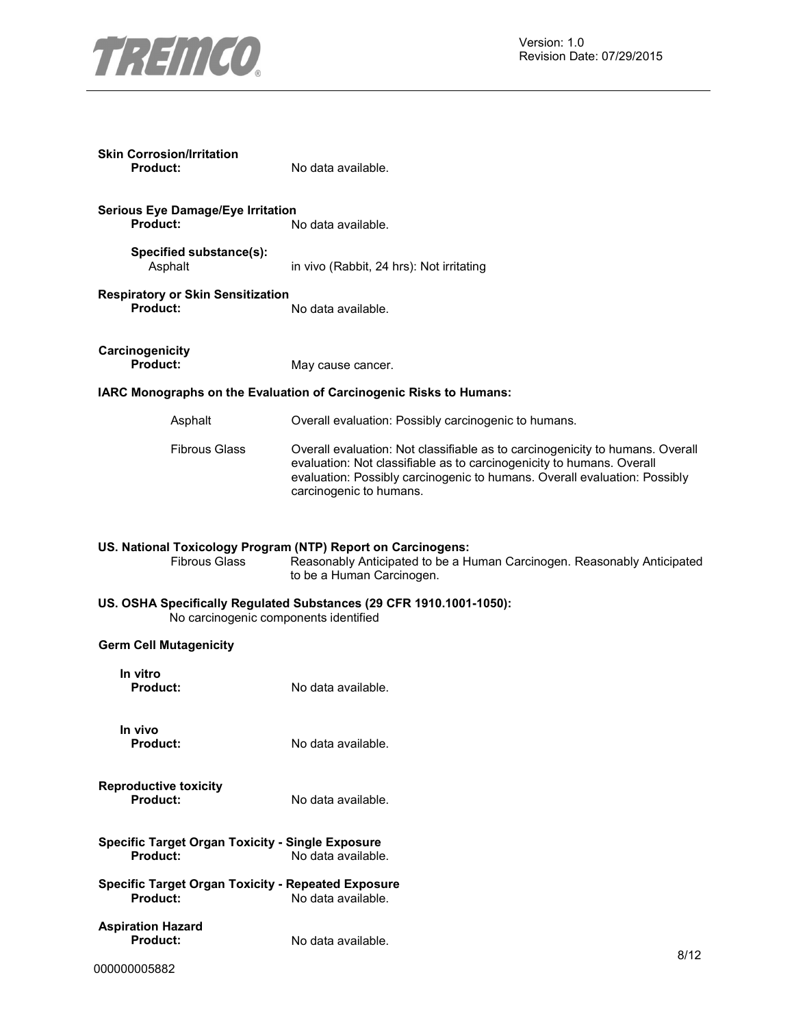**Skin Corrosion/Irritation**

**Product:** No data available.

**Serious Eye Damage/Eye Irritation**

**Product:** No data available.

**Specified substance(s):**

Asphalt — in vivo (Rabbit, 24 hrs): Not irritating

**Respiratory or Skin Sensitization**

**Product:** No data available.

**Carcinogenicity**

**Product:** May cause cancer.

**IARC Monographs on the Evaluation of Carcinogenic Risks to Humans:**

| | |
|---|---|
| Asphalt | Overall evaluation: Possibly carcinogenic to humans. |
| Fibrous Glass | Overall evaluation: Not classifiable as to carcinogenicity to humans. Overall evaluation: Not classifiable as to carcinogenicity to humans. Overall evaluation: Possibly carcinogenic to humans. Overall evaluation: Possibly carcinogenic to humans. |

**US. National Toxicology Program (NTP) Report on Carcinogens:**

| | |
|---|---|
| Fibrous Glass | Reasonably Anticipated to be a Human Carcinogen. Reasonably Anticipated to be a Human Carcinogen. |

**US. OSHA Specifically Regulated Substances (29 CFR 1910.1001-1050):**

No carcinogenic components identified

**Germ Cell Mutagenicity**

**In vitro**

**Product:** No data available.

**In vivo**

**Product:** No data available.

**Reproductive toxicity**

**Product:** No data available.

**Specific Target Organ Toxicity - Single Exposure**

**Product:** No data available.

**Specific Target Organ Toxicity - Repeated Exposure**

**Product:** No data available.

**Aspiration Hazard**

**Product:** No data available.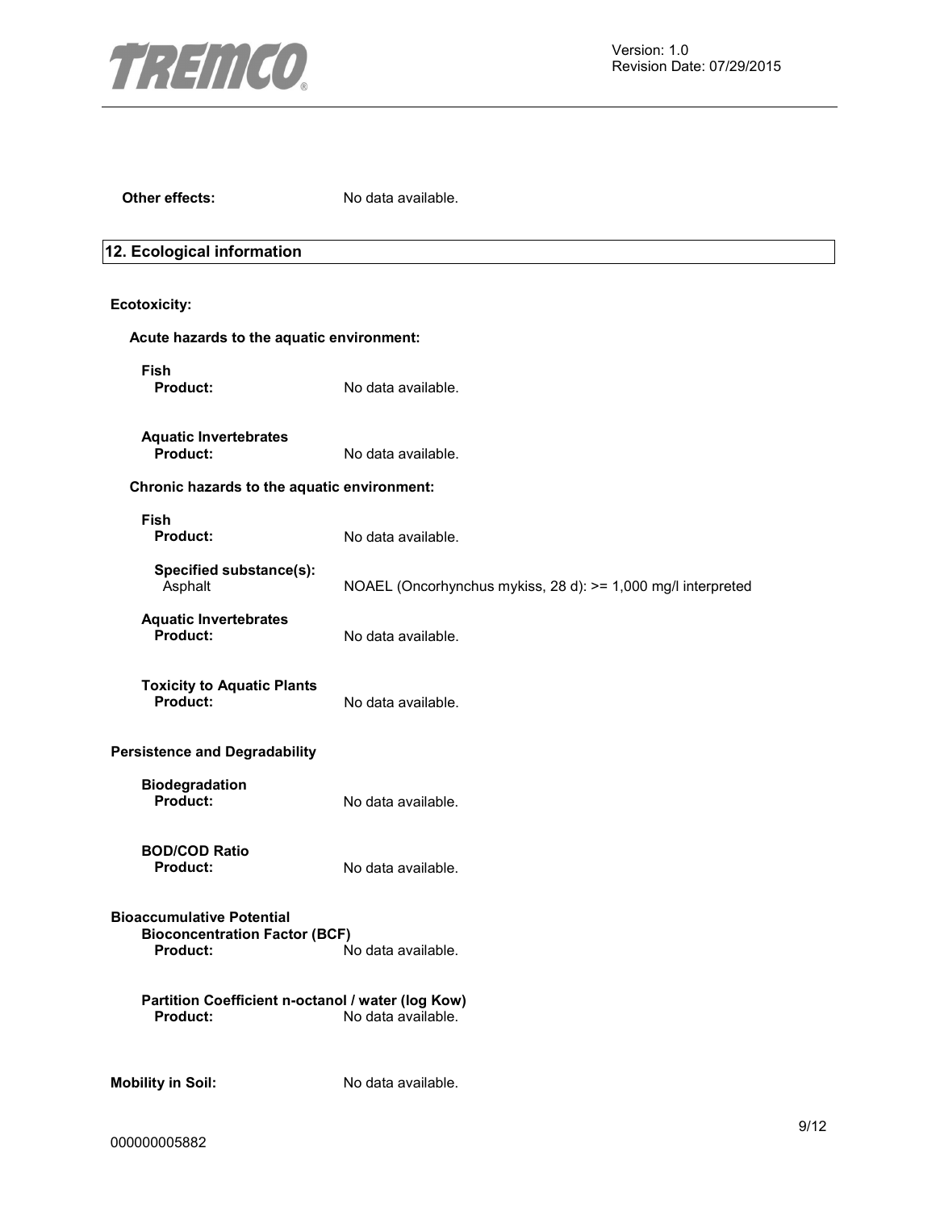**Other effects:** No data available.

## 12. Ecological information

**Ecotoxicity:**

**Acute hazards to the aquatic environment:**

**Fish**
**Product:** No data available.

**Aquatic Invertebrates**
**Product:** No data available.

**Chronic hazards to the aquatic environment:**

**Fish**
**Product:** No data available.

**Specified substance(s):**
Asphalt NOAEL (Oncorhynchus mykiss, 28 d): >= 1,000 mg/l interpreted

**Aquatic Invertebrates**
**Product:** No data available.

**Toxicity to Aquatic Plants**
**Product:** No data available.

**Persistence and Degradability**

**Biodegradation**
**Product:** No data available.

**BOD/COD Ratio**
**Product:** No data available.

**Bioaccumulative Potential**
**Bioconcentration Factor (BCF)**
**Product:** No data available.

**Partition Coefficient n-octanol / water (log Kow)**
**Product:** No data available.

**Mobility in Soil:** No data available.

000000005882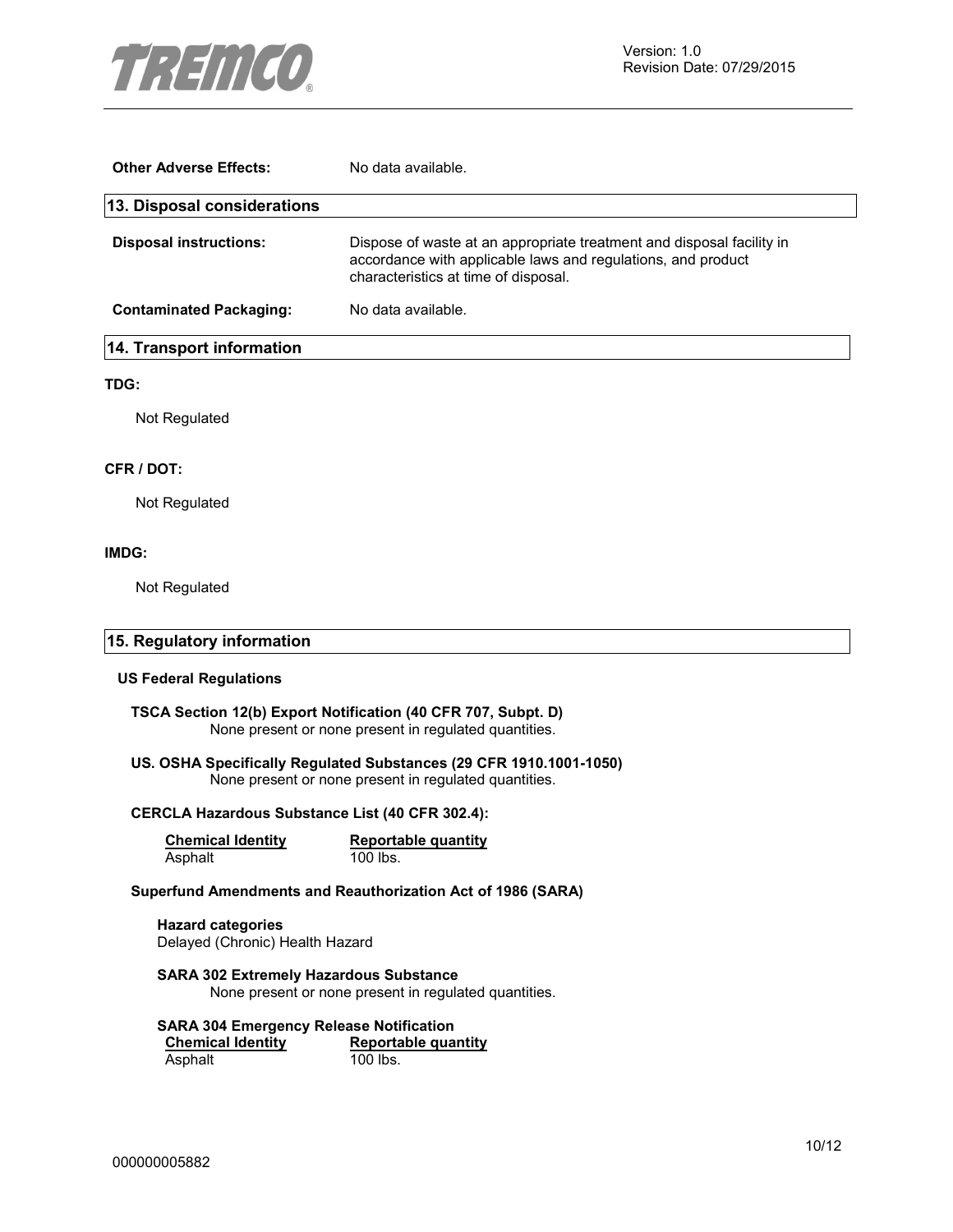**Other Adverse Effects:** No data available.

## 13. Disposal considerations

**Disposal instructions:** Dispose of waste at an appropriate treatment and disposal facility in accordance with applicable laws and regulations, and product characteristics at time of disposal.

**Contaminated Packaging:** No data available.

## 14. Transport information

**TDG:**

Not Regulated

**CFR / DOT:**

Not Regulated

**IMDG:**

Not Regulated

## 15. Regulatory information

### US Federal Regulations

**TSCA Section 12(b) Export Notification (40 CFR 707, Subpt. D)**
None present or none present in regulated quantities.

**US. OSHA Specifically Regulated Substances (29 CFR 1910.1001-1050)**
None present or none present in regulated quantities.

**CERCLA Hazardous Substance List (40 CFR 302.4):**

| Chemical Identity | Reportable quantity |
|---|---|
| Asphalt | 100 lbs. |

**Superfund Amendments and Reauthorization Act of 1986 (SARA)**

**Hazard categories**
Delayed (Chronic) Health Hazard

**SARA 302 Extremely Hazardous Substance**
None present or none present in regulated quantities.

**SARA 304 Emergency Release Notification**

| Chemical Identity | Reportable quantity |
|---|---|
| Asphalt | 100 lbs. |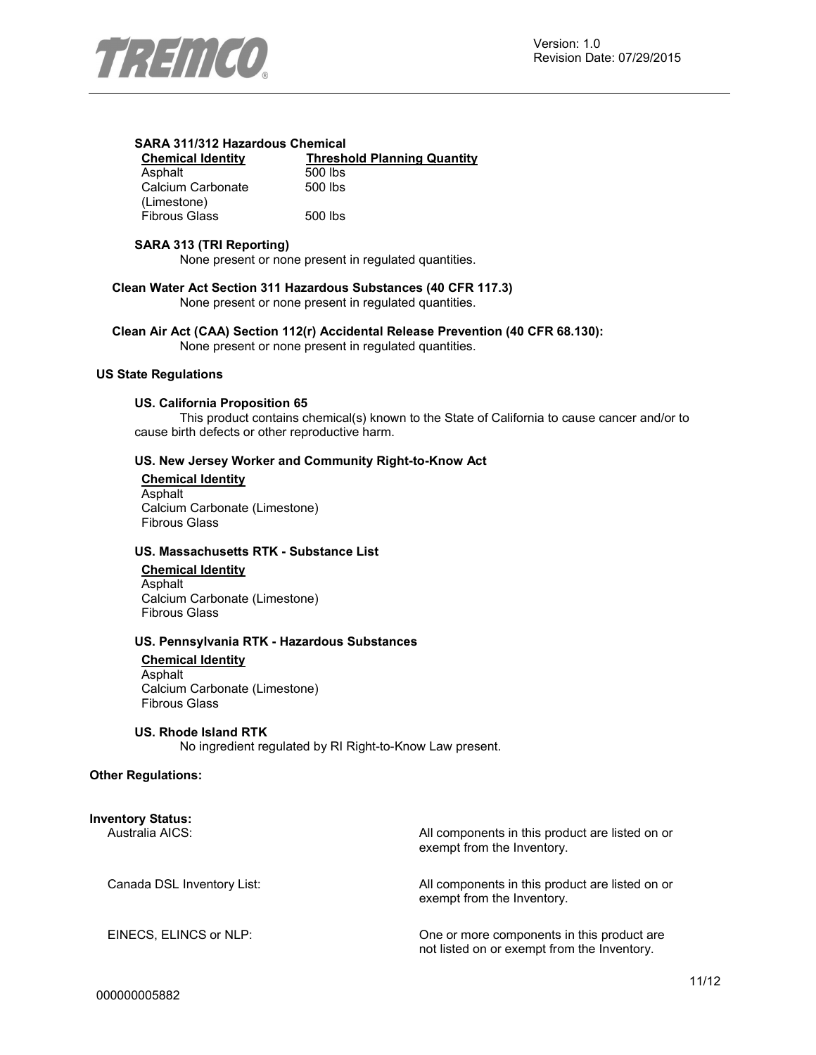**SARA 311/312 Hazardous Chemical**

| Chemical Identity | Threshold Planning Quantity |
| --- | --- |
| Asphalt | 500 lbs |
| Calcium Carbonate (Limestone) | 500 lbs |
| Fibrous Glass | 500 lbs |

**SARA 313 (TRI Reporting)**

None present or none present in regulated quantities.

**Clean Water Act Section 311 Hazardous Substances (40 CFR 117.3)**

None present or none present in regulated quantities.

**Clean Air Act (CAA) Section 112(r) Accidental Release Prevention (40 CFR 68.130):**

None present or none present in regulated quantities.

**US State Regulations**

**US. California Proposition 65**

This product contains chemical(s) known to the State of California to cause cancer and/or to cause birth defects or other reproductive harm.

**US. New Jersey Worker and Community Right-to-Know Act**

**Chemical Identity**

Asphalt
Calcium Carbonate (Limestone)
Fibrous Glass

**US. Massachusetts RTK - Substance List**

**Chemical Identity**

Asphalt
Calcium Carbonate (Limestone)
Fibrous Glass

**US. Pennsylvania RTK - Hazardous Substances**

**Chemical Identity**

Asphalt
Calcium Carbonate (Limestone)
Fibrous Glass

**US. Rhode Island RTK**

No ingredient regulated by RI Right-to-Know Law present.

**Other Regulations:**

**Inventory Status:**

| | |
| --- | --- |
| Australia AICS: | All components in this product are listed on or exempt from the Inventory. |
| Canada DSL Inventory List: | All components in this product are listed on or exempt from the Inventory. |
| EINECS, ELINCS or NLP: | One or more components in this product are not listed on or exempt from the Inventory. |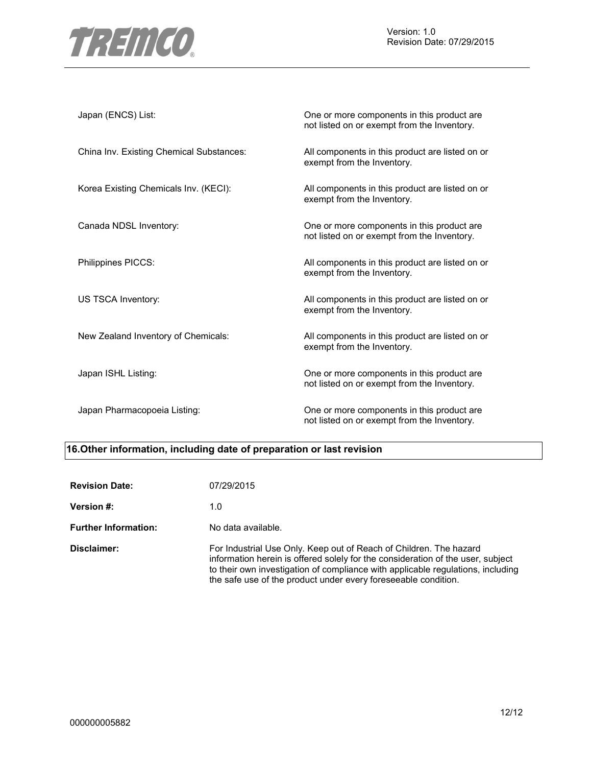| | |
|---|---|
| Japan (ENCS) List: | One or more components in this product are not listed on or exempt from the Inventory. |
| China Inv. Existing Chemical Substances: | All components in this product are listed on or exempt from the Inventory. |
| Korea Existing Chemicals Inv. (KECI): | All components in this product are listed on or exempt from the Inventory. |
| Canada NDSL Inventory: | One or more components in this product are not listed on or exempt from the Inventory. |
| Philippines PICCS: | All components in this product are listed on or exempt from the Inventory. |
| US TSCA Inventory: | All components in this product are listed on or exempt from the Inventory. |
| New Zealand Inventory of Chemicals: | All components in this product are listed on or exempt from the Inventory. |
| Japan ISHL Listing: | One or more components in this product are not listed on or exempt from the Inventory. |
| Japan Pharmacopoeia Listing: | One or more components in this product are not listed on or exempt from the Inventory. |

## 16.Other information, including date of preparation or last revision

| | |
|---|---|
| **Revision Date:** | 07/29/2015 |
| **Version #:** | 1.0 |
| **Further Information:** | No data available. |
| **Disclaimer:** | For Industrial Use Only. Keep out of Reach of Children. The hazard information herein is offered solely for the consideration of the user, subject to their own investigation of compliance with applicable regulations, including the safe use of the product under every foreseeable condition. |

000000005882